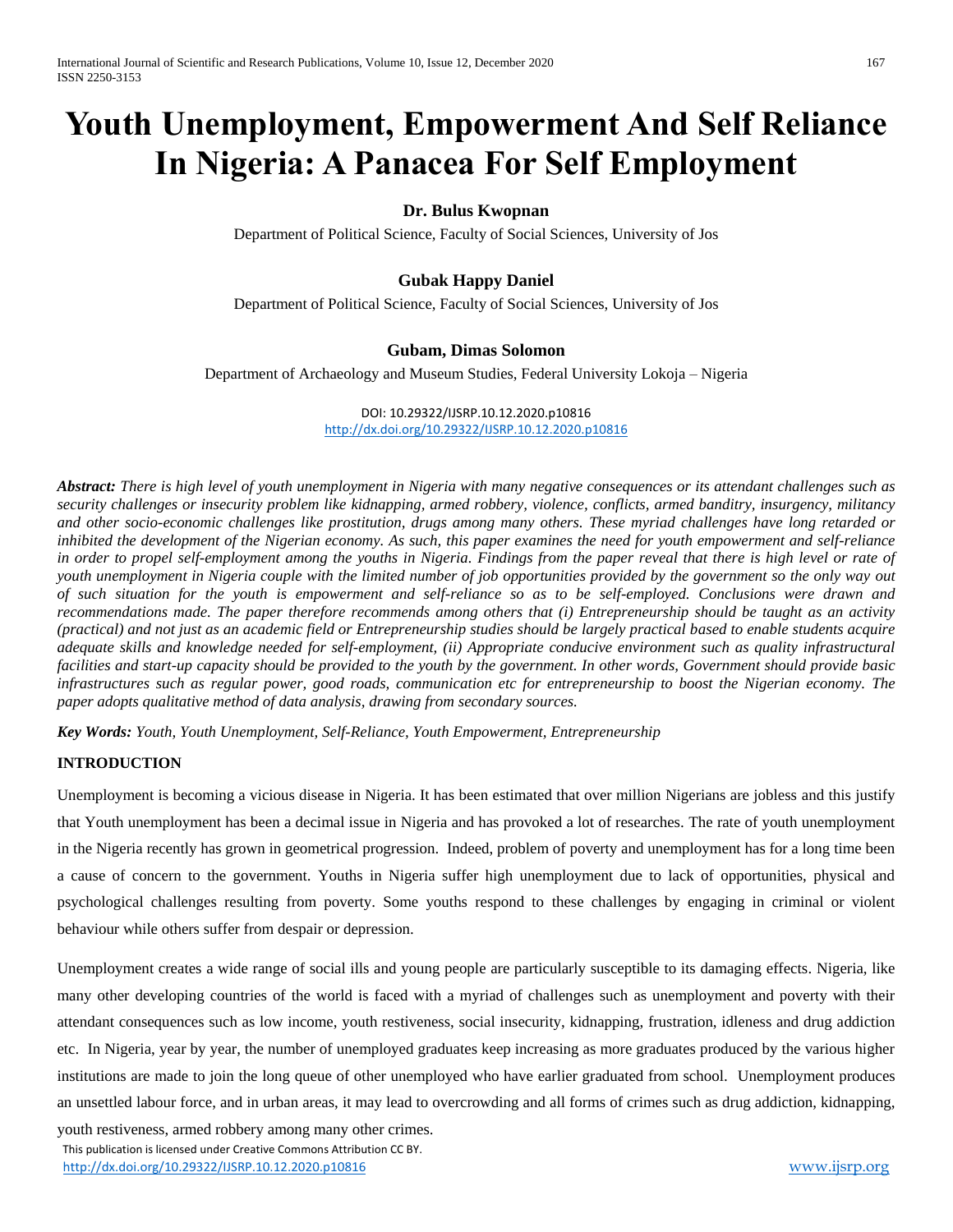# Youth Unemployment, Empowerment And Self Reliance In Nigeria: A Panacea For Self Employment

**Dr. Bulus Kwopnan**

Department of Political Science, Faculty of Social Sciences, University of Jos

**Gubak Happy Daniel**

Department of Political Science, Faculty of Social Sciences, University of Jos

**Gubam, Dimas Solomon**

Department of Archaeology and Museum Studies, Federal University Lokoja – Nigeria

DOI: 10.29322/IJSRP.10.12.2020.p10816
http://dx.doi.org/10.29322/IJSRP.10.12.2020.p10816

***Abstract:*** *There is high level of youth unemployment in Nigeria with many negative consequences or its attendant challenges such as security challenges or insecurity problem like kidnapping, armed robbery, violence, conflicts, armed banditry, insurgency, militancy and other socio-economic challenges like prostitution, drugs among many others. These myriad challenges have long retarded or inhibited the development of the Nigerian economy. As such, this paper examines the need for youth empowerment and self-reliance in order to propel self-employment among the youths in Nigeria. Findings from the paper reveal that there is high level or rate of youth unemployment in Nigeria couple with the limited number of job opportunities provided by the government so the only way out of such situation for the youth is empowerment and self-reliance so as to be self-employed. Conclusions were drawn and recommendations made. The paper therefore recommends among others that (i) Entrepreneurship should be taught as an activity (practical) and not just as an academic field or Entrepreneurship studies should be largely practical based to enable students acquire adequate skills and knowledge needed for self-employment, (ii) Appropriate conducive environment such as quality infrastructural facilities and start-up capacity should be provided to the youth by the government. In other words, Government should provide basic infrastructures such as regular power, good roads, communication etc for entrepreneurship to boost the Nigerian economy. The paper adopts qualitative method of data analysis, drawing from secondary sources.*

***Key Words:*** *Youth, Youth Unemployment, Self-Reliance, Youth Empowerment, Entrepreneurship*

## INTRODUCTION

Unemployment is becoming a vicious disease in Nigeria. It has been estimated that over million Nigerians are jobless and this justify that Youth unemployment has been a decimal issue in Nigeria and has provoked a lot of researches. The rate of youth unemployment in the Nigeria recently has grown in geometrical progression. Indeed, problem of poverty and unemployment has for a long time been a cause of concern to the government. Youths in Nigeria suffer high unemployment due to lack of opportunities, physical and psychological challenges resulting from poverty. Some youths respond to these challenges by engaging in criminal or violent behaviour while others suffer from despair or depression.

Unemployment creates a wide range of social ills and young people are particularly susceptible to its damaging effects. Nigeria, like many other developing countries of the world is faced with a myriad of challenges such as unemployment and poverty with their attendant consequences such as low income, youth restiveness, social insecurity, kidnapping, frustration, idleness and drug addiction etc. In Nigeria, year by year, the number of unemployed graduates keep increasing as more graduates produced by the various higher institutions are made to join the long queue of other unemployed who have earlier graduated from school. Unemployment produces an unsettled labour force, and in urban areas, it may lead to overcrowding and all forms of crimes such as drug addiction, kidnapping, youth restiveness, armed robbery among many other crimes.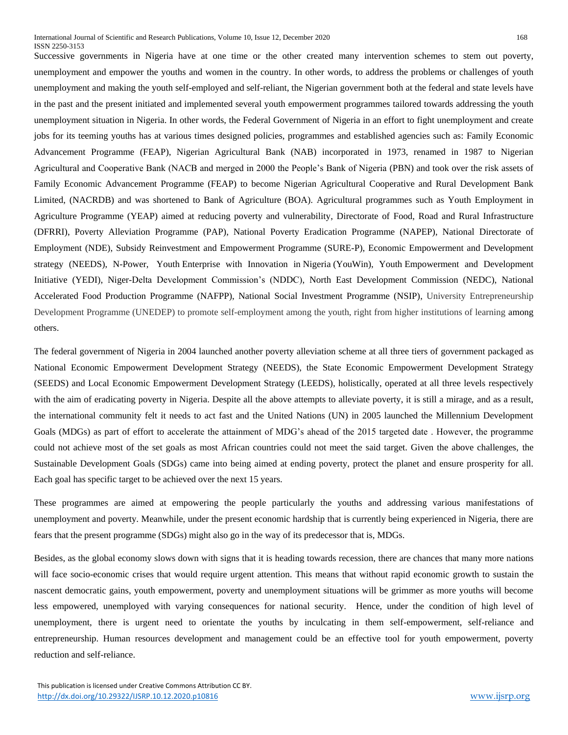Successive governments in Nigeria have at one time or the other created many intervention schemes to stem out poverty, unemployment and empower the youths and women in the country. In other words, to address the problems or challenges of youth unemployment and making the youth self-employed and self-reliant, the Nigerian government both at the federal and state levels have in the past and the present initiated and implemented several youth empowerment programmes tailored towards addressing the youth unemployment situation in Nigeria. In other words, the Federal Government of Nigeria in an effort to fight unemployment and create jobs for its teeming youths has at various times designed policies, programmes and established agencies such as: Family Economic Advancement Programme (FEAP), Nigerian Agricultural Bank (NAB) incorporated in 1973, renamed in 1987 to Nigerian Agricultural and Cooperative Bank (NACB and merged in 2000 the People's Bank of Nigeria (PBN) and took over the risk assets of Family Economic Advancement Programme (FEAP) to become Nigerian Agricultural Cooperative and Rural Development Bank Limited, (NACRDB) and was shortened to Bank of Agriculture (BOA). Agricultural programmes such as Youth Employment in Agriculture Programme (YEAP) aimed at reducing poverty and vulnerability, Directorate of Food, Road and Rural Infrastructure (DFRRI), Poverty Alleviation Programme (PAP), National Poverty Eradication Programme (NAPEP), National Directorate of Employment (NDE), Subsidy Reinvestment and Empowerment Programme (SURE-P), Economic Empowerment and Development strategy (NEEDS), N-Power, Youth Enterprise with Innovation in Nigeria (YouWin), Youth Empowerment and Development Initiative (YEDI), Niger-Delta Development Commission's (NDDC), North East Development Commission (NEDC), National Accelerated Food Production Programme (NAFPP), National Social Investment Programme (NSIP), University Entrepreneurship Development Programme (UNEDEP) to promote self-employment among the youth, right from higher institutions of learning among others.

The federal government of Nigeria in 2004 launched another poverty alleviation scheme at all three tiers of government packaged as National Economic Empowerment Development Strategy (NEEDS), the State Economic Empowerment Development Strategy (SEEDS) and Local Economic Empowerment Development Strategy (LEEDS), holistically, operated at all three levels respectively with the aim of eradicating poverty in Nigeria. Despite all the above attempts to alleviate poverty, it is still a mirage, and as a result, the international community felt it needs to act fast and the United Nations (UN) in 2005 launched the Millennium Development Goals (MDGs) as part of effort to accelerate the attainment of MDG's ahead of the 2015 targeted date . However, the programme could not achieve most of the set goals as most African countries could not meet the said target. Given the above challenges, the Sustainable Development Goals (SDGs) came into being aimed at ending poverty, protect the planet and ensure prosperity for all. Each goal has specific target to be achieved over the next 15 years.

These programmes are aimed at empowering the people particularly the youths and addressing various manifestations of unemployment and poverty. Meanwhile, under the present economic hardship that is currently being experienced in Nigeria, there are fears that the present programme (SDGs) might also go in the way of its predecessor that is, MDGs.

Besides, as the global economy slows down with signs that it is heading towards recession, there are chances that many more nations will face socio-economic crises that would require urgent attention. This means that without rapid economic growth to sustain the nascent democratic gains, youth empowerment, poverty and unemployment situations will be grimmer as more youths will become less empowered, unemployed with varying consequences for national security. Hence, under the condition of high level of unemployment, there is urgent need to orientate the youths by inculcating in them self-empowerment, self-reliance and entrepreneurship. Human resources development and management could be an effective tool for youth empowerment, poverty reduction and self-reliance.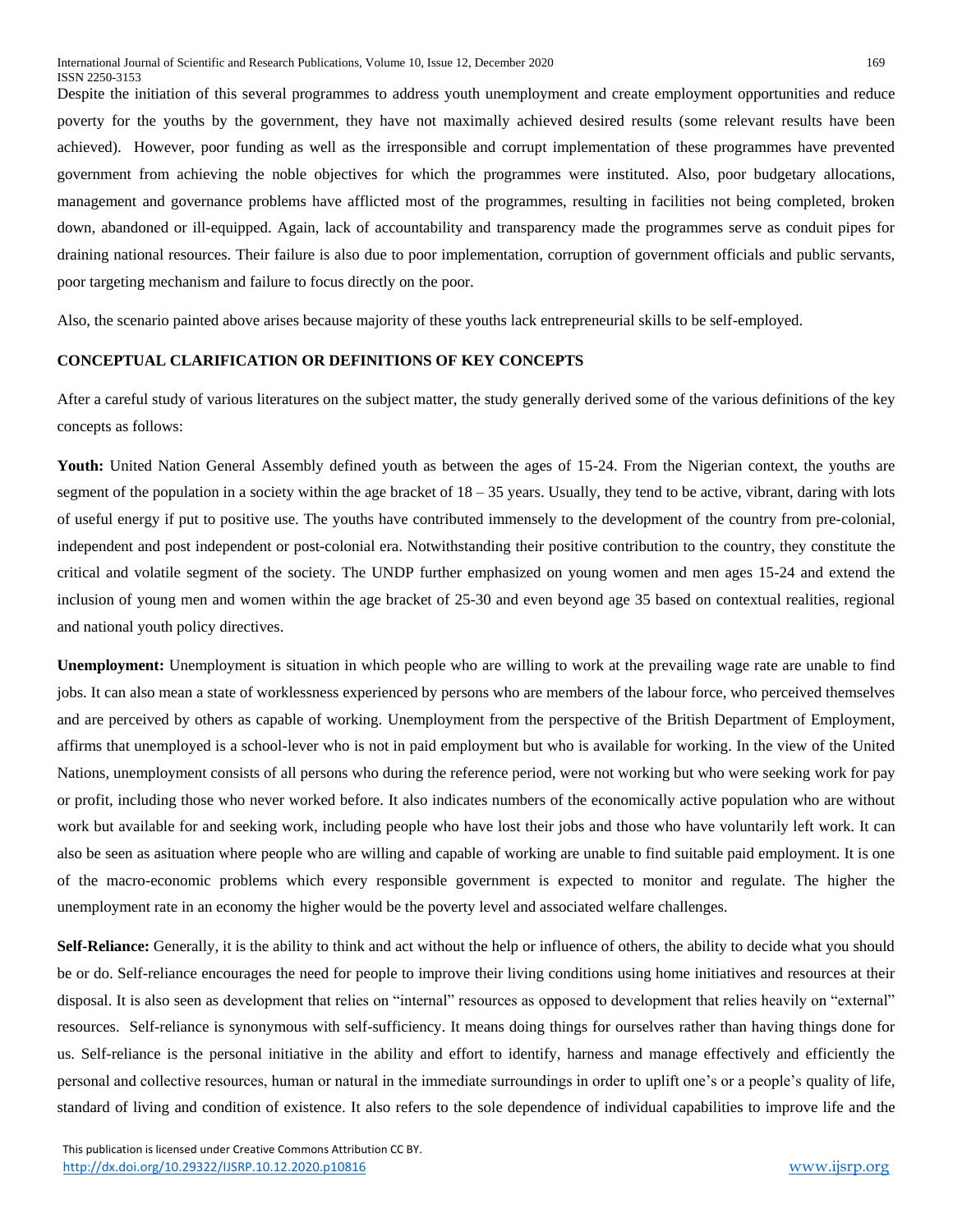Despite the initiation of this several programmes to address youth unemployment and create employment opportunities and reduce poverty for the youths by the government, they have not maximally achieved desired results (some relevant results have been achieved). However, poor funding as well as the irresponsible and corrupt implementation of these programmes have prevented government from achieving the noble objectives for which the programmes were instituted. Also, poor budgetary allocations, management and governance problems have afflicted most of the programmes, resulting in facilities not being completed, broken down, abandoned or ill-equipped. Again, lack of accountability and transparency made the programmes serve as conduit pipes for draining national resources. Their failure is also due to poor implementation, corruption of government officials and public servants, poor targeting mechanism and failure to focus directly on the poor.

Also, the scenario painted above arises because majority of these youths lack entrepreneurial skills to be self-employed.

## CONCEPTUAL CLARIFICATION OR DEFINITIONS OF KEY CONCEPTS

After a careful study of various literatures on the subject matter, the study generally derived some of the various definitions of the key concepts as follows:

**Youth:** United Nation General Assembly defined youth as between the ages of 15-24. From the Nigerian context, the youths are segment of the population in a society within the age bracket of 18 – 35 years. Usually, they tend to be active, vibrant, daring with lots of useful energy if put to positive use. The youths have contributed immensely to the development of the country from pre-colonial, independent and post independent or post-colonial era. Notwithstanding their positive contribution to the country, they constitute the critical and volatile segment of the society. The UNDP further emphasized on young women and men ages 15-24 and extend the inclusion of young men and women within the age bracket of 25-30 and even beyond age 35 based on contextual realities, regional and national youth policy directives.

**Unemployment:** Unemployment is situation in which people who are willing to work at the prevailing wage rate are unable to find jobs. It can also mean a state of worklessness experienced by persons who are members of the labour force, who perceived themselves and are perceived by others as capable of working. Unemployment from the perspective of the British Department of Employment, affirms that unemployed is a school-lever who is not in paid employment but who is available for working. In the view of the United Nations, unemployment consists of all persons who during the reference period, were not working but who were seeking work for pay or profit, including those who never worked before. It also indicates numbers of the economically active population who are without work but available for and seeking work, including people who have lost their jobs and those who have voluntarily left work. It can also be seen as asituation where people who are willing and capable of working are unable to find suitable paid employment. It is one of the macro-economic problems which every responsible government is expected to monitor and regulate. The higher the unemployment rate in an economy the higher would be the poverty level and associated welfare challenges.

**Self-Reliance:** Generally, it is the ability to think and act without the help or influence of others, the ability to decide what you should be or do. Self-reliance encourages the need for people to improve their living conditions using home initiatives and resources at their disposal. It is also seen as development that relies on "internal" resources as opposed to development that relies heavily on "external" resources. Self-reliance is synonymous with self-sufficiency. It means doing things for ourselves rather than having things done for us. Self-reliance is the personal initiative in the ability and effort to identify, harness and manage effectively and efficiently the personal and collective resources, human or natural in the immediate surroundings in order to uplift one's or a people's quality of life, standard of living and condition of existence. It also refers to the sole dependence of individual capabilities to improve life and the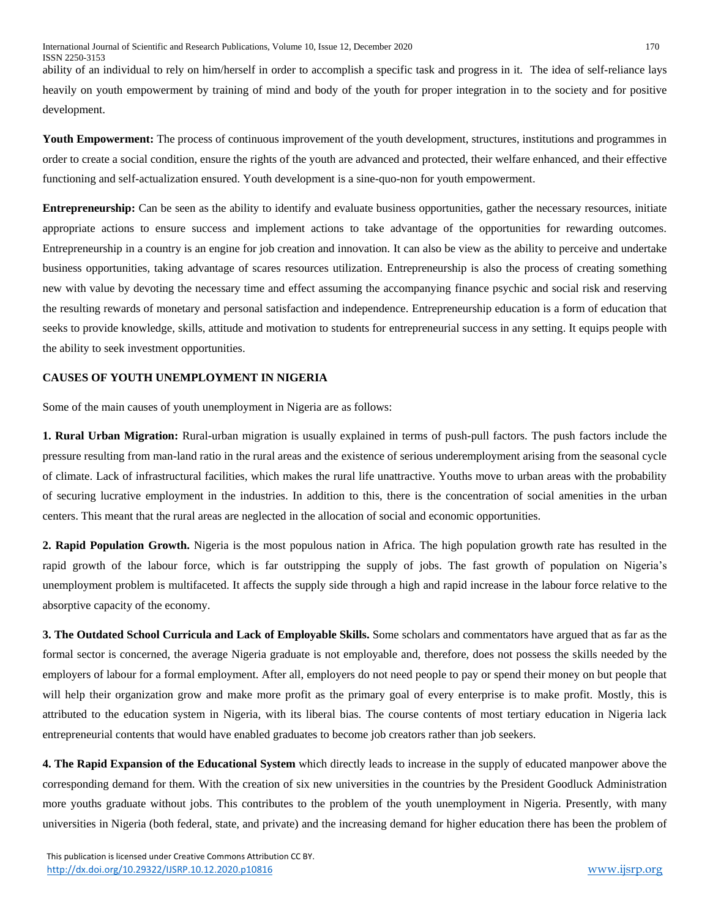ability of an individual to rely on him/herself in order to accomplish a specific task and progress in it. The idea of self-reliance lays heavily on youth empowerment by training of mind and body of the youth for proper integration in to the society and for positive development.

**Youth Empowerment:** The process of continuous improvement of the youth development, structures, institutions and programmes in order to create a social condition, ensure the rights of the youth are advanced and protected, their welfare enhanced, and their effective functioning and self-actualization ensured. Youth development is a sine-quo-non for youth empowerment.

**Entrepreneurship:** Can be seen as the ability to identify and evaluate business opportunities, gather the necessary resources, initiate appropriate actions to ensure success and implement actions to take advantage of the opportunities for rewarding outcomes. Entrepreneurship in a country is an engine for job creation and innovation. It can also be view as the ability to perceive and undertake business opportunities, taking advantage of scares resources utilization. Entrepreneurship is also the process of creating something new with value by devoting the necessary time and effect assuming the accompanying finance psychic and social risk and reserving the resulting rewards of monetary and personal satisfaction and independence. Entrepreneurship education is a form of education that seeks to provide knowledge, skills, attitude and motivation to students for entrepreneurial success in any setting. It equips people with the ability to seek investment opportunities.

## CAUSES OF YOUTH UNEMPLOYMENT IN NIGERIA

Some of the main causes of youth unemployment in Nigeria are as follows:

**1. Rural Urban Migration:** Rural-urban migration is usually explained in terms of push-pull factors. The push factors include the pressure resulting from man-land ratio in the rural areas and the existence of serious underemployment arising from the seasonal cycle of climate. Lack of infrastructural facilities, which makes the rural life unattractive. Youths move to urban areas with the probability of securing lucrative employment in the industries. In addition to this, there is the concentration of social amenities in the urban centers. This meant that the rural areas are neglected in the allocation of social and economic opportunities.

**2. Rapid Population Growth.** Nigeria is the most populous nation in Africa. The high population growth rate has resulted in the rapid growth of the labour force, which is far outstripping the supply of jobs. The fast growth of population on Nigeria's unemployment problem is multifaceted. It affects the supply side through a high and rapid increase in the labour force relative to the absorptive capacity of the economy.

**3. The Outdated School Curricula and Lack of Employable Skills.** Some scholars and commentators have argued that as far as the formal sector is concerned, the average Nigeria graduate is not employable and, therefore, does not possess the skills needed by the employers of labour for a formal employment. After all, employers do not need people to pay or spend their money on but people that will help their organization grow and make more profit as the primary goal of every enterprise is to make profit. Mostly, this is attributed to the education system in Nigeria, with its liberal bias. The course contents of most tertiary education in Nigeria lack entrepreneurial contents that would have enabled graduates to become job creators rather than job seekers.

**4. The Rapid Expansion of the Educational System** which directly leads to increase in the supply of educated manpower above the corresponding demand for them. With the creation of six new universities in the countries by the President Goodluck Administration more youths graduate without jobs. This contributes to the problem of the youth unemployment in Nigeria. Presently, with many universities in Nigeria (both federal, state, and private) and the increasing demand for higher education there has been the problem of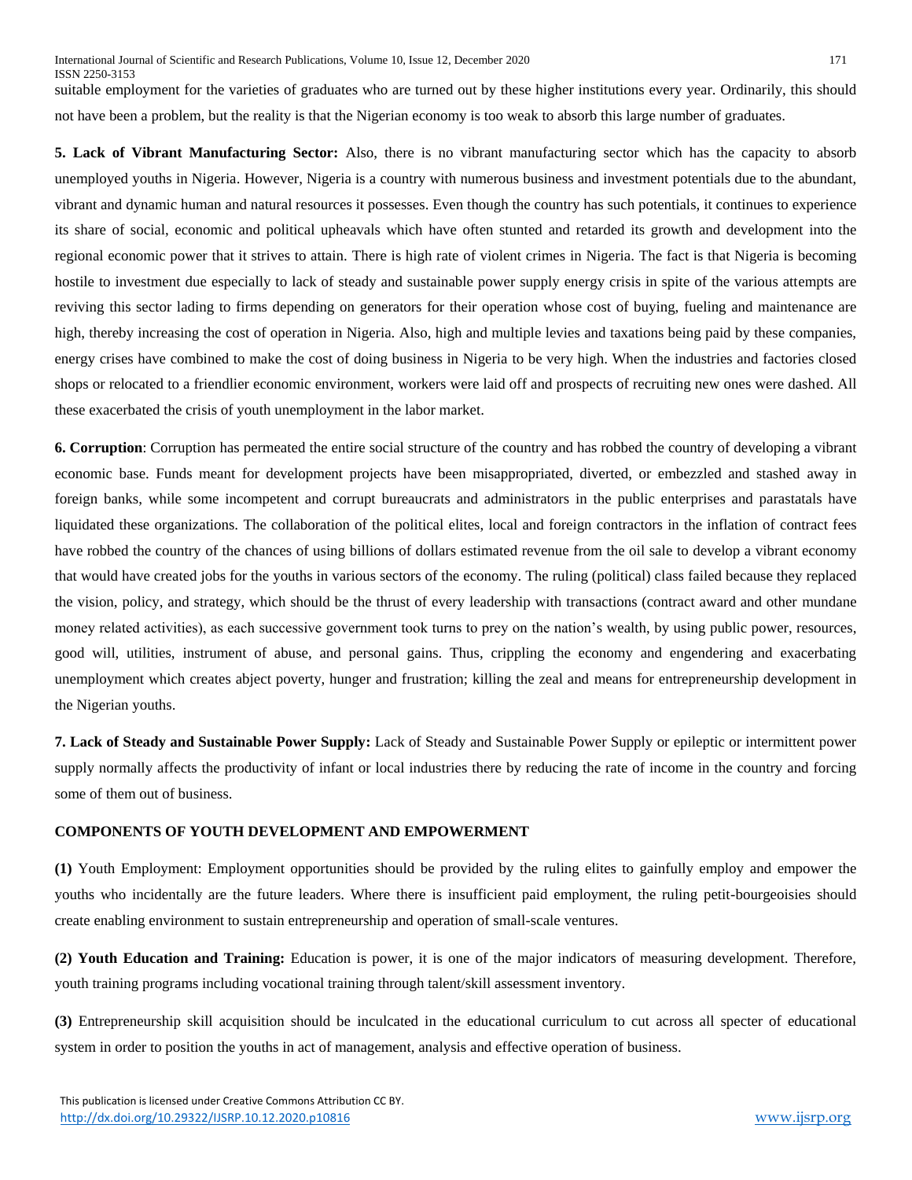suitable employment for the varieties of graduates who are turned out by these higher institutions every year. Ordinarily, this should not have been a problem, but the reality is that the Nigerian economy is too weak to absorb this large number of graduates.

**5. Lack of Vibrant Manufacturing Sector:** Also, there is no vibrant manufacturing sector which has the capacity to absorb unemployed youths in Nigeria. However, Nigeria is a country with numerous business and investment potentials due to the abundant, vibrant and dynamic human and natural resources it possesses. Even though the country has such potentials, it continues to experience its share of social, economic and political upheavals which have often stunted and retarded its growth and development into the regional economic power that it strives to attain. There is high rate of violent crimes in Nigeria. The fact is that Nigeria is becoming hostile to investment due especially to lack of steady and sustainable power supply energy crisis in spite of the various attempts are reviving this sector lading to firms depending on generators for their operation whose cost of buying, fueling and maintenance are high, thereby increasing the cost of operation in Nigeria. Also, high and multiple levies and taxations being paid by these companies, energy crises have combined to make the cost of doing business in Nigeria to be very high. When the industries and factories closed shops or relocated to a friendlier economic environment, workers were laid off and prospects of recruiting new ones were dashed. All these exacerbated the crisis of youth unemployment in the labor market.

**6. Corruption**: Corruption has permeated the entire social structure of the country and has robbed the country of developing a vibrant economic base. Funds meant for development projects have been misappropriated, diverted, or embezzled and stashed away in foreign banks, while some incompetent and corrupt bureaucrats and administrators in the public enterprises and parastatals have liquidated these organizations. The collaboration of the political elites, local and foreign contractors in the inflation of contract fees have robbed the country of the chances of using billions of dollars estimated revenue from the oil sale to develop a vibrant economy that would have created jobs for the youths in various sectors of the economy. The ruling (political) class failed because they replaced the vision, policy, and strategy, which should be the thrust of every leadership with transactions (contract award and other mundane money related activities), as each successive government took turns to prey on the nation's wealth, by using public power, resources, good will, utilities, instrument of abuse, and personal gains. Thus, crippling the economy and engendering and exacerbating unemployment which creates abject poverty, hunger and frustration; killing the zeal and means for entrepreneurship development in the Nigerian youths.

**7. Lack of Steady and Sustainable Power Supply:** Lack of Steady and Sustainable Power Supply or epileptic or intermittent power supply normally affects the productivity of infant or local industries there by reducing the rate of income in the country and forcing some of them out of business.

**COMPONENTS OF YOUTH DEVELOPMENT AND EMPOWERMENT**

**(1)** Youth Employment: Employment opportunities should be provided by the ruling elites to gainfully employ and empower the youths who incidentally are the future leaders. Where there is insufficient paid employment, the ruling petit-bourgeoisies should create enabling environment to sustain entrepreneurship and operation of small-scale ventures.

**(2) Youth Education and Training:** Education is power, it is one of the major indicators of measuring development. Therefore, youth training programs including vocational training through talent/skill assessment inventory.

**(3)** Entrepreneurship skill acquisition should be inculcated in the educational curriculum to cut across all specter of educational system in order to position the youths in act of management, analysis and effective operation of business.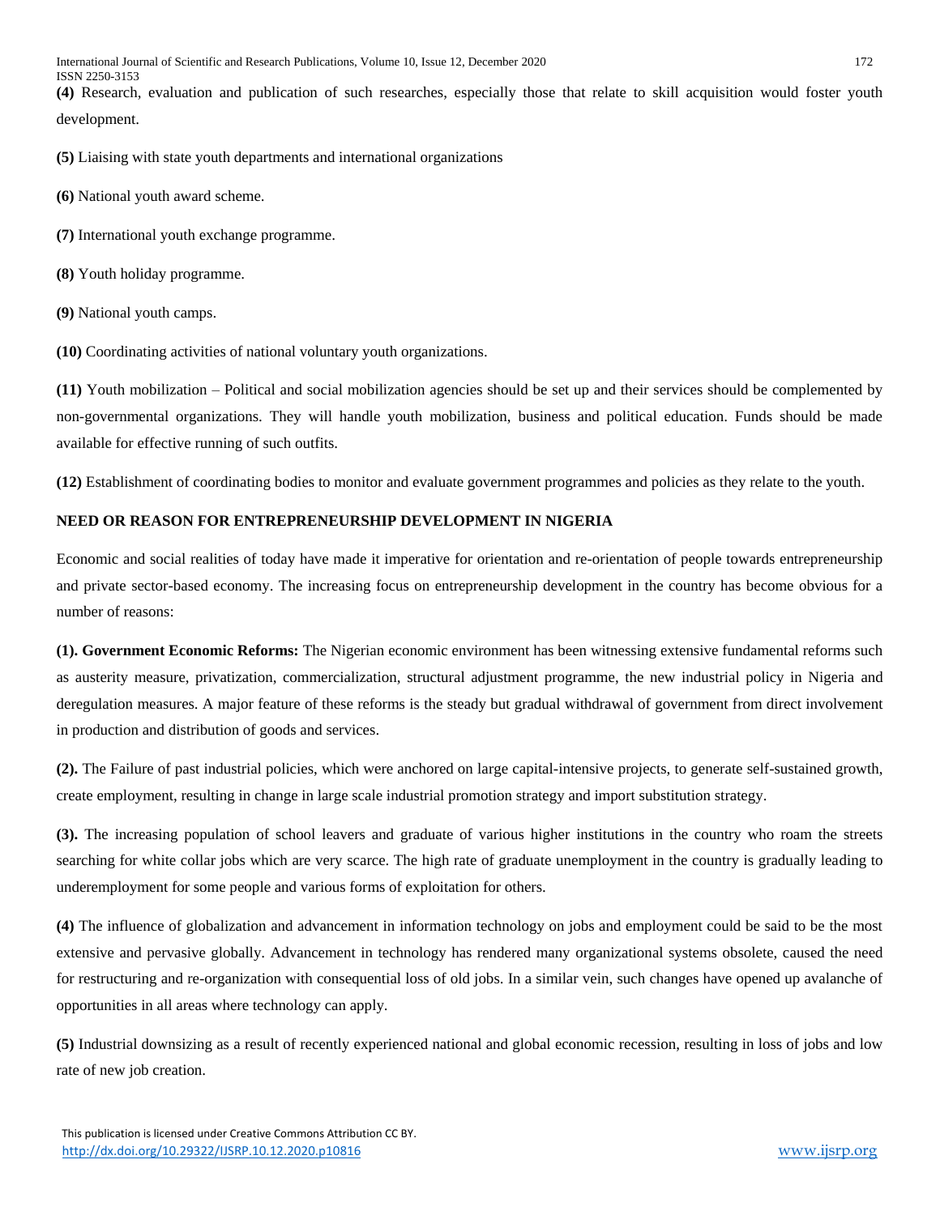**(4)** Research, evaluation and publication of such researches, especially those that relate to skill acquisition would foster youth development.

**(5)** Liaising with state youth departments and international organizations

**(6)** National youth award scheme.

**(7)** International youth exchange programme.

**(8)** Youth holiday programme.

**(9)** National youth camps.

**(10)** Coordinating activities of national voluntary youth organizations.

**(11)** Youth mobilization – Political and social mobilization agencies should be set up and their services should be complemented by non-governmental organizations. They will handle youth mobilization, business and political education. Funds should be made available for effective running of such outfits.

**(12)** Establishment of coordinating bodies to monitor and evaluate government programmes and policies as they relate to the youth.

**NEED OR REASON FOR ENTREPRENEURSHIP DEVELOPMENT IN NIGERIA**

Economic and social realities of today have made it imperative for orientation and re-orientation of people towards entrepreneurship and private sector-based economy. The increasing focus on entrepreneurship development in the country has become obvious for a number of reasons:

**(1). Government Economic Reforms:** The Nigerian economic environment has been witnessing extensive fundamental reforms such as austerity measure, privatization, commercialization, structural adjustment programme, the new industrial policy in Nigeria and deregulation measures. A major feature of these reforms is the steady but gradual withdrawal of government from direct involvement in production and distribution of goods and services.

**(2).** The Failure of past industrial policies, which were anchored on large capital-intensive projects, to generate self-sustained growth, create employment, resulting in change in large scale industrial promotion strategy and import substitution strategy.

**(3).** The increasing population of school leavers and graduate of various higher institutions in the country who roam the streets searching for white collar jobs which are very scarce. The high rate of graduate unemployment in the country is gradually leading to underemployment for some people and various forms of exploitation for others.

**(4)** The influence of globalization and advancement in information technology on jobs and employment could be said to be the most extensive and pervasive globally. Advancement in technology has rendered many organizational systems obsolete, caused the need for restructuring and re-organization with consequential loss of old jobs. In a similar vein, such changes have opened up avalanche of opportunities in all areas where technology can apply.

**(5)** Industrial downsizing as a result of recently experienced national and global economic recession, resulting in loss of jobs and low rate of new job creation.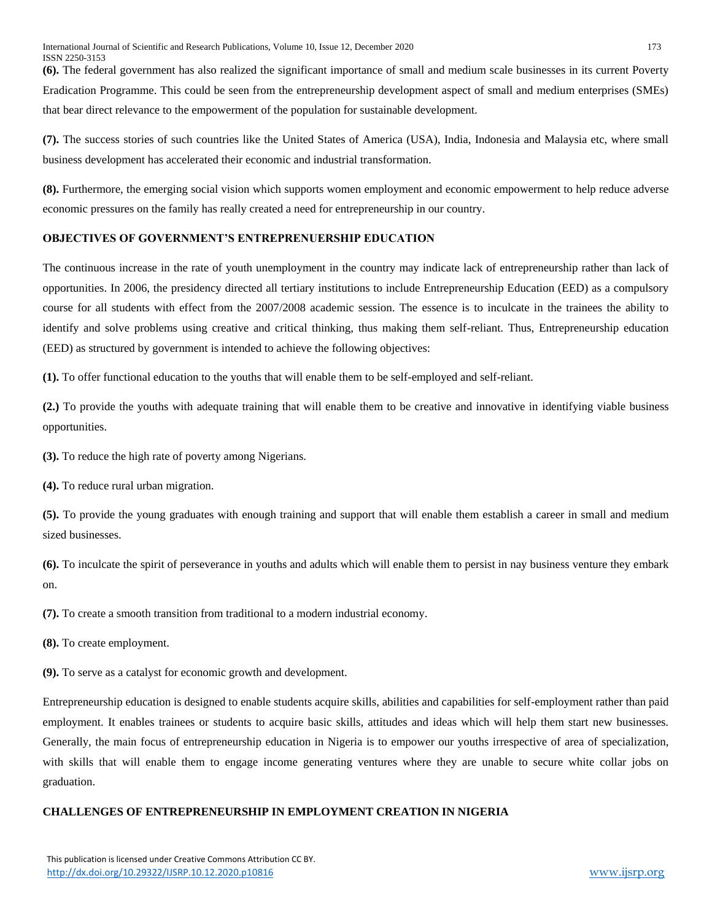**(6).** The federal government has also realized the significant importance of small and medium scale businesses in its current Poverty Eradication Programme. This could be seen from the entrepreneurship development aspect of small and medium enterprises (SMEs) that bear direct relevance to the empowerment of the population for sustainable development.

**(7).** The success stories of such countries like the United States of America (USA), India, Indonesia and Malaysia etc, where small business development has accelerated their economic and industrial transformation.

**(8).** Furthermore, the emerging social vision which supports women employment and economic empowerment to help reduce adverse economic pressures on the family has really created a need for entrepreneurship in our country.

## OBJECTIVES OF GOVERNMENT'S ENTREPRENUERSHIP EDUCATION

The continuous increase in the rate of youth unemployment in the country may indicate lack of entrepreneurship rather than lack of opportunities. In 2006, the presidency directed all tertiary institutions to include Entrepreneurship Education (EED) as a compulsory course for all students with effect from the 2007/2008 academic session. The essence is to inculcate in the trainees the ability to identify and solve problems using creative and critical thinking, thus making them self-reliant. Thus, Entrepreneurship education (EED) as structured by government is intended to achieve the following objectives:

**(1).** To offer functional education to the youths that will enable them to be self-employed and self-reliant.

**(2.)** To provide the youths with adequate training that will enable them to be creative and innovative in identifying viable business opportunities.

**(3).** To reduce the high rate of poverty among Nigerians.

**(4).** To reduce rural urban migration.

**(5).** To provide the young graduates with enough training and support that will enable them establish a career in small and medium sized businesses.

**(6).** To inculcate the spirit of perseverance in youths and adults which will enable them to persist in nay business venture they embark on.

**(7).** To create a smooth transition from traditional to a modern industrial economy.

**(8).** To create employment.

**(9).** To serve as a catalyst for economic growth and development.

Entrepreneurship education is designed to enable students acquire skills, abilities and capabilities for self-employment rather than paid employment. It enables trainees or students to acquire basic skills, attitudes and ideas which will help them start new businesses. Generally, the main focus of entrepreneurship education in Nigeria is to empower our youths irrespective of area of specialization, with skills that will enable them to engage income generating ventures where they are unable to secure white collar jobs on graduation.

## CHALLENGES OF ENTREPRENEURSHIP IN EMPLOYMENT CREATION IN NIGERIA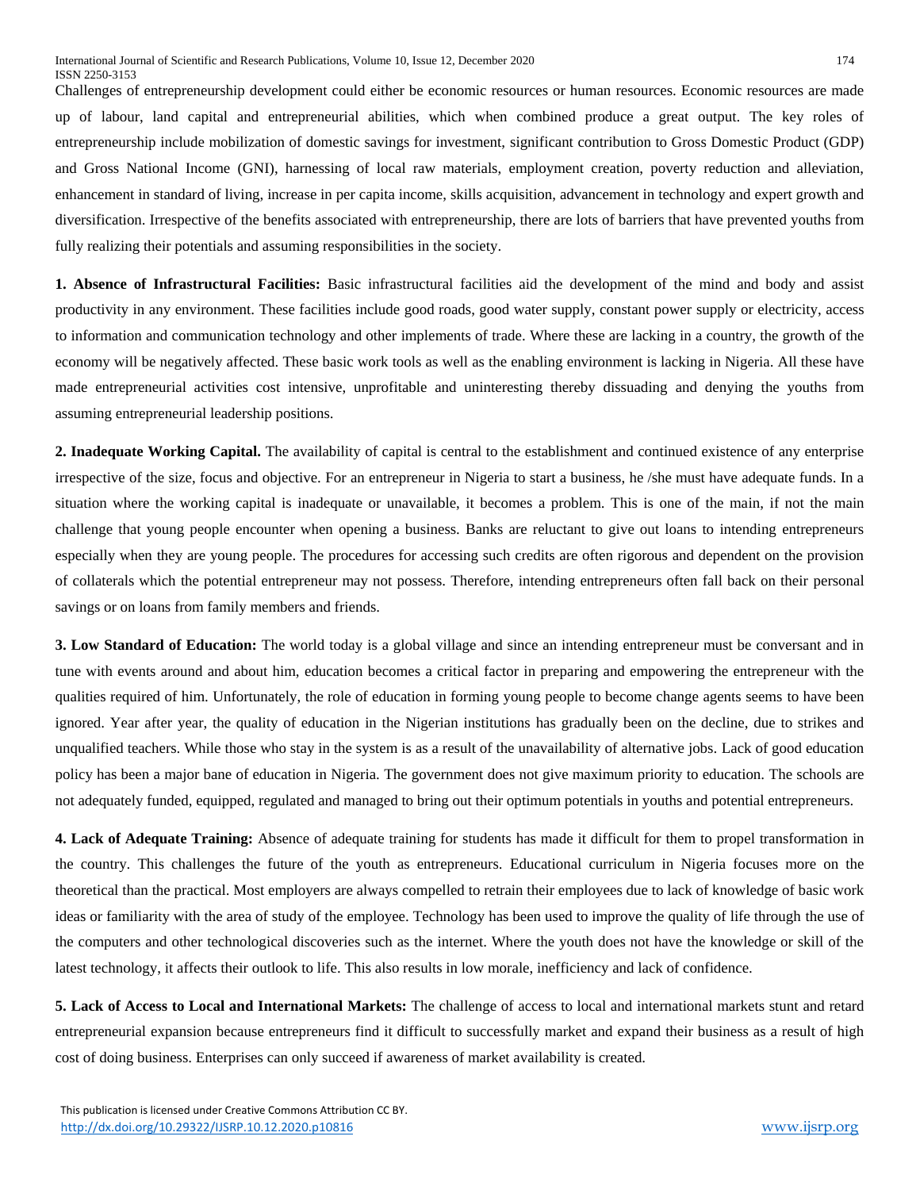Challenges of entrepreneurship development could either be economic resources or human resources. Economic resources are made up of labour, land capital and entrepreneurial abilities, which when combined produce a great output. The key roles of entrepreneurship include mobilization of domestic savings for investment, significant contribution to Gross Domestic Product (GDP) and Gross National Income (GNI), harnessing of local raw materials, employment creation, poverty reduction and alleviation, enhancement in standard of living, increase in per capita income, skills acquisition, advancement in technology and expert growth and diversification. Irrespective of the benefits associated with entrepreneurship, there are lots of barriers that have prevented youths from fully realizing their potentials and assuming responsibilities in the society.

**1. Absence of Infrastructural Facilities:** Basic infrastructural facilities aid the development of the mind and body and assist productivity in any environment. These facilities include good roads, good water supply, constant power supply or electricity, access to information and communication technology and other implements of trade. Where these are lacking in a country, the growth of the economy will be negatively affected. These basic work tools as well as the enabling environment is lacking in Nigeria. All these have made entrepreneurial activities cost intensive, unprofitable and uninteresting thereby dissuading and denying the youths from assuming entrepreneurial leadership positions.

**2. Inadequate Working Capital.** The availability of capital is central to the establishment and continued existence of any enterprise irrespective of the size, focus and objective. For an entrepreneur in Nigeria to start a business, he /she must have adequate funds. In a situation where the working capital is inadequate or unavailable, it becomes a problem. This is one of the main, if not the main challenge that young people encounter when opening a business. Banks are reluctant to give out loans to intending entrepreneurs especially when they are young people. The procedures for accessing such credits are often rigorous and dependent on the provision of collaterals which the potential entrepreneur may not possess. Therefore, intending entrepreneurs often fall back on their personal savings or on loans from family members and friends.

**3. Low Standard of Education:** The world today is a global village and since an intending entrepreneur must be conversant and in tune with events around and about him, education becomes a critical factor in preparing and empowering the entrepreneur with the qualities required of him. Unfortunately, the role of education in forming young people to become change agents seems to have been ignored. Year after year, the quality of education in the Nigerian institutions has gradually been on the decline, due to strikes and unqualified teachers. While those who stay in the system is as a result of the unavailability of alternative jobs. Lack of good education policy has been a major bane of education in Nigeria. The government does not give maximum priority to education. The schools are not adequately funded, equipped, regulated and managed to bring out their optimum potentials in youths and potential entrepreneurs.

**4. Lack of Adequate Training:** Absence of adequate training for students has made it difficult for them to propel transformation in the country. This challenges the future of the youth as entrepreneurs. Educational curriculum in Nigeria focuses more on the theoretical than the practical. Most employers are always compelled to retrain their employees due to lack of knowledge of basic work ideas or familiarity with the area of study of the employee. Technology has been used to improve the quality of life through the use of the computers and other technological discoveries such as the internet. Where the youth does not have the knowledge or skill of the latest technology, it affects their outlook to life. This also results in low morale, inefficiency and lack of confidence.

**5. Lack of Access to Local and International Markets:** The challenge of access to local and international markets stunt and retard entrepreneurial expansion because entrepreneurs find it difficult to successfully market and expand their business as a result of high cost of doing business. Enterprises can only succeed if awareness of market availability is created.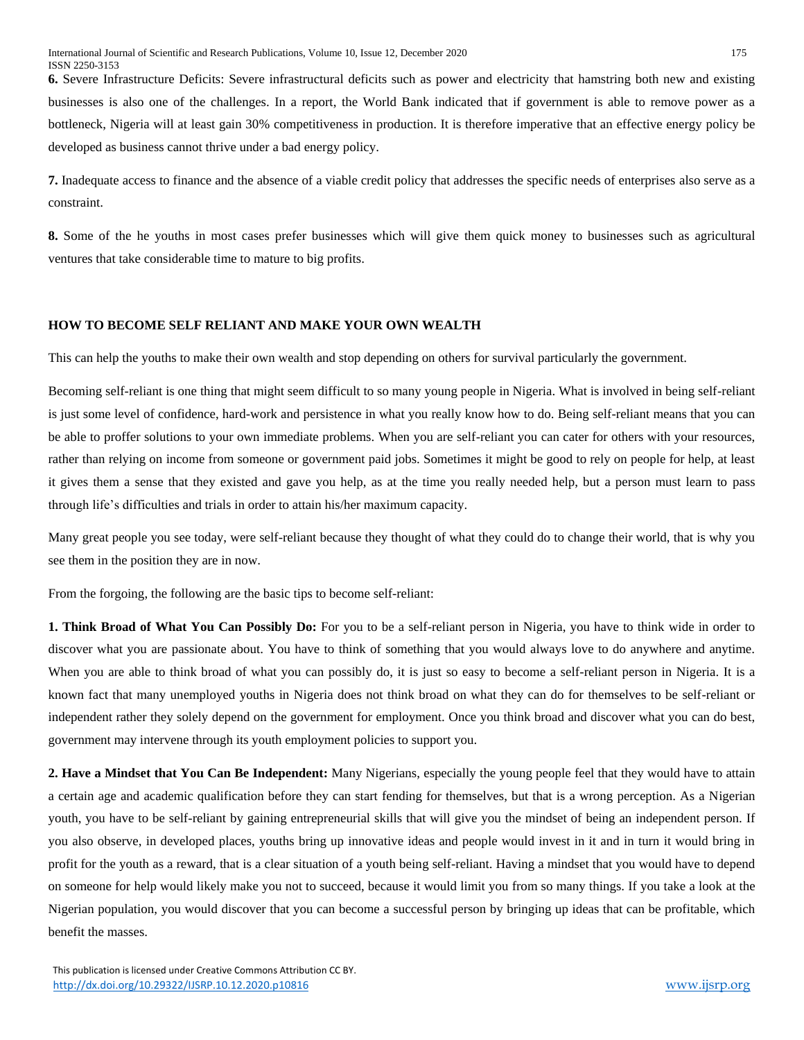**6.** Severe Infrastructure Deficits: Severe infrastructural deficits such as power and electricity that hamstring both new and existing businesses is also one of the challenges. In a report, the World Bank indicated that if government is able to remove power as a bottleneck, Nigeria will at least gain 30% competitiveness in production. It is therefore imperative that an effective energy policy be developed as business cannot thrive under a bad energy policy.

**7.** Inadequate access to finance and the absence of a viable credit policy that addresses the specific needs of enterprises also serve as a constraint.

**8.** Some of the he youths in most cases prefer businesses which will give them quick money to businesses such as agricultural ventures that take considerable time to mature to big profits.

## HOW TO BECOME SELF RELIANT AND MAKE YOUR OWN WEALTH

This can help the youths to make their own wealth and stop depending on others for survival particularly the government.

Becoming self-reliant is one thing that might seem difficult to so many young people in Nigeria. What is involved in being self-reliant is just some level of confidence, hard-work and persistence in what you really know how to do. Being self-reliant means that you can be able to proffer solutions to your own immediate problems. When you are self-reliant you can cater for others with your resources, rather than relying on income from someone or government paid jobs. Sometimes it might be good to rely on people for help, at least it gives them a sense that they existed and gave you help, as at the time you really needed help, but a person must learn to pass through life's difficulties and trials in order to attain his/her maximum capacity.

Many great people you see today, were self-reliant because they thought of what they could do to change their world, that is why you see them in the position they are in now.

From the forgoing, the following are the basic tips to become self-reliant:

**1. Think Broad of What You Can Possibly Do:** For you to be a self-reliant person in Nigeria, you have to think wide in order to discover what you are passionate about. You have to think of something that you would always love to do anywhere and anytime. When you are able to think broad of what you can possibly do, it is just so easy to become a self-reliant person in Nigeria. It is a known fact that many unemployed youths in Nigeria does not think broad on what they can do for themselves to be self-reliant or independent rather they solely depend on the government for employment. Once you think broad and discover what you can do best, government may intervene through its youth employment policies to support you.

**2. Have a Mindset that You Can Be Independent:** Many Nigerians, especially the young people feel that they would have to attain a certain age and academic qualification before they can start fending for themselves, but that is a wrong perception. As a Nigerian youth, you have to be self-reliant by gaining entrepreneurial skills that will give you the mindset of being an independent person. If you also observe, in developed places, youths bring up innovative ideas and people would invest in it and in turn it would bring in profit for the youth as a reward, that is a clear situation of a youth being self-reliant. Having a mindset that you would have to depend on someone for help would likely make you not to succeed, because it would limit you from so many things. If you take a look at the Nigerian population, you would discover that you can become a successful person by bringing up ideas that can be profitable, which benefit the masses.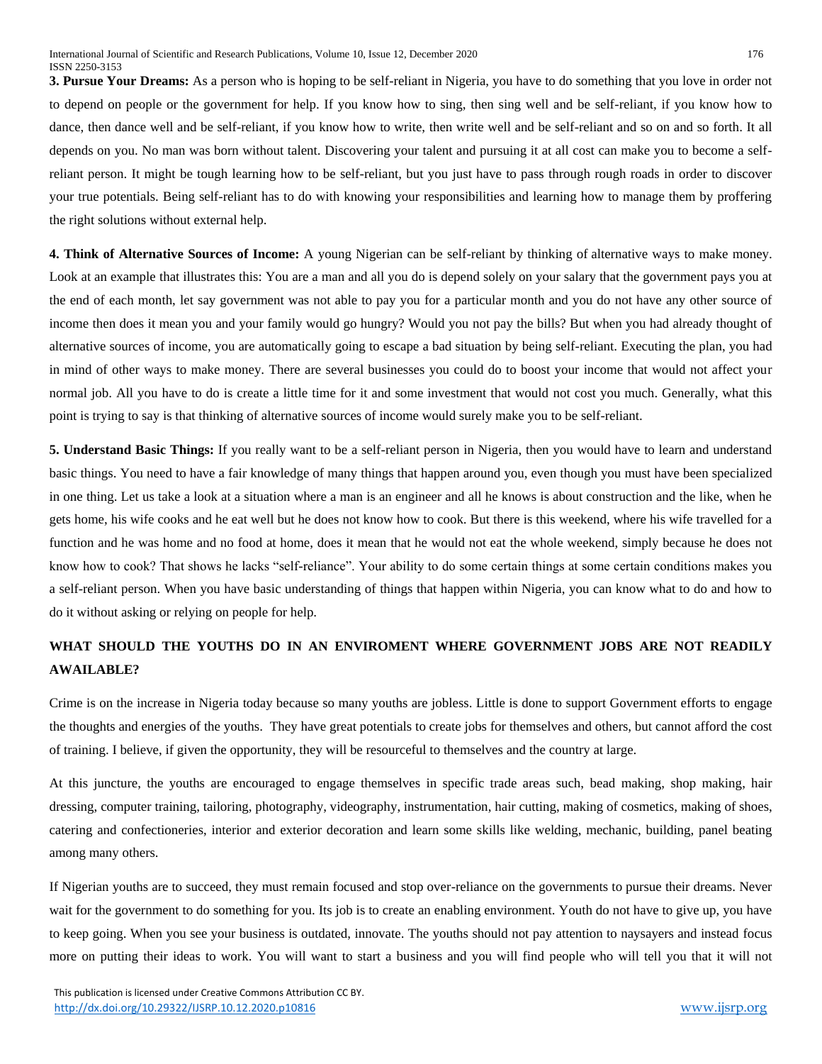**3. Pursue Your Dreams:** As a person who is hoping to be self-reliant in Nigeria, you have to do something that you love in order not to depend on people or the government for help. If you know how to sing, then sing well and be self-reliant, if you know how to dance, then dance well and be self-reliant, if you know how to write, then write well and be self-reliant and so on and so forth. It all depends on you. No man was born without talent. Discovering your talent and pursuing it at all cost can make you to become a self-reliant person. It might be tough learning how to be self-reliant, but you just have to pass through rough roads in order to discover your true potentials. Being self-reliant has to do with knowing your responsibilities and learning how to manage them by proffering the right solutions without external help.

**4. Think of Alternative Sources of Income:** A young Nigerian can be self-reliant by thinking of alternative ways to make money. Look at an example that illustrates this: You are a man and all you do is depend solely on your salary that the government pays you at the end of each month, let say government was not able to pay you for a particular month and you do not have any other source of income then does it mean you and your family would go hungry? Would you not pay the bills? But when you had already thought of alternative sources of income, you are automatically going to escape a bad situation by being self-reliant. Executing the plan, you had in mind of other ways to make money. There are several businesses you could do to boost your income that would not affect your normal job. All you have to do is create a little time for it and some investment that would not cost you much. Generally, what this point is trying to say is that thinking of alternative sources of income would surely make you to be self-reliant.

**5. Understand Basic Things:** If you really want to be a self-reliant person in Nigeria, then you would have to learn and understand basic things. You need to have a fair knowledge of many things that happen around you, even though you must have been specialized in one thing. Let us take a look at a situation where a man is an engineer and all he knows is about construction and the like, when he gets home, his wife cooks and he eat well but he does not know how to cook. But there is this weekend, where his wife travelled for a function and he was home and no food at home, does it mean that he would not eat the whole weekend, simply because he does not know how to cook? That shows he lacks "self-reliance". Your ability to do some certain things at some certain conditions makes you a self-reliant person. When you have basic understanding of things that happen within Nigeria, you can know what to do and how to do it without asking or relying on people for help.

## WHAT SHOULD THE YOUTHS DO IN AN ENVIROMENT WHERE GOVERNMENT JOBS ARE NOT READILY AWAILABLE?

Crime is on the increase in Nigeria today because so many youths are jobless. Little is done to support Government efforts to engage the thoughts and energies of the youths. They have great potentials to create jobs for themselves and others, but cannot afford the cost of training. I believe, if given the opportunity, they will be resourceful to themselves and the country at large.

At this juncture, the youths are encouraged to engage themselves in specific trade areas such, bead making, shop making, hair dressing, computer training, tailoring, photography, videography, instrumentation, hair cutting, making of cosmetics, making of shoes, catering and confectioneries, interior and exterior decoration and learn some skills like welding, mechanic, building, panel beating among many others.

If Nigerian youths are to succeed, they must remain focused and stop over-reliance on the governments to pursue their dreams. Never wait for the government to do something for you. Its job is to create an enabling environment. Youth do not have to give up, you have to keep going. When you see your business is outdated, innovate. The youths should not pay attention to naysayers and instead focus more on putting their ideas to work. You will want to start a business and you will find people who will tell you that it will not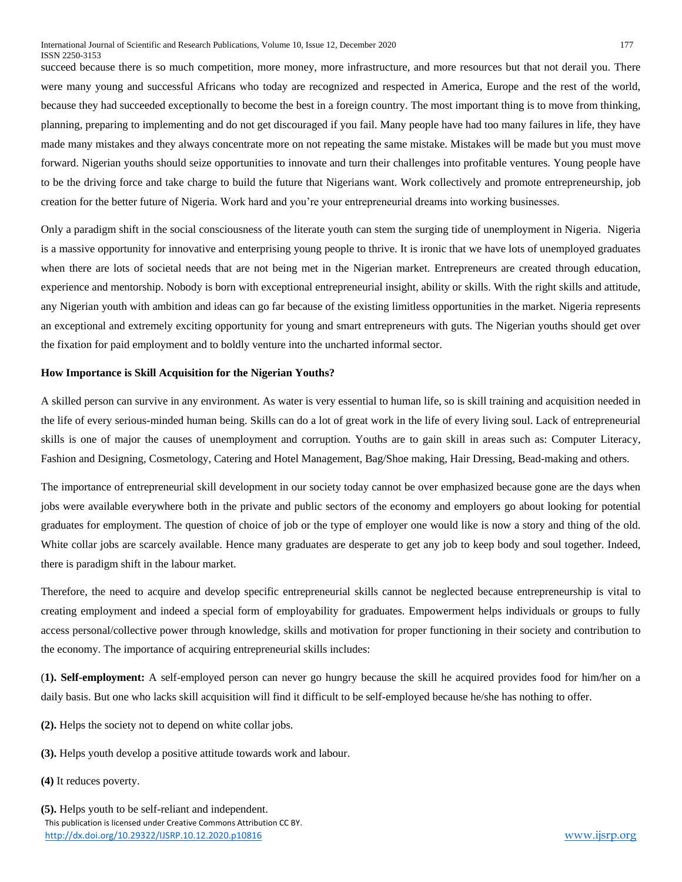succeed because there is so much competition, more money, more infrastructure, and more resources but that not derail you. There were many young and successful Africans who today are recognized and respected in America, Europe and the rest of the world, because they had succeeded exceptionally to become the best in a foreign country. The most important thing is to move from thinking, planning, preparing to implementing and do not get discouraged if you fail. Many people have had too many failures in life, they have made many mistakes and they always concentrate more on not repeating the same mistake. Mistakes will be made but you must move forward. Nigerian youths should seize opportunities to innovate and turn their challenges into profitable ventures. Young people have to be the driving force and take charge to build the future that Nigerians want. Work collectively and promote entrepreneurship, job creation for the better future of Nigeria. Work hard and you're your entrepreneurial dreams into working businesses.

Only a paradigm shift in the social consciousness of the literate youth can stem the surging tide of unemployment in Nigeria. Nigeria is a massive opportunity for innovative and enterprising young people to thrive. It is ironic that we have lots of unemployed graduates when there are lots of societal needs that are not being met in the Nigerian market. Entrepreneurs are created through education, experience and mentorship. Nobody is born with exceptional entrepreneurial insight, ability or skills. With the right skills and attitude, any Nigerian youth with ambition and ideas can go far because of the existing limitless opportunities in the market. Nigeria represents an exceptional and extremely exciting opportunity for young and smart entrepreneurs with guts. The Nigerian youths should get over the fixation for paid employment and to boldly venture into the uncharted informal sector.

**How Importance is Skill Acquisition for the Nigerian Youths?**

A skilled person can survive in any environment. As water is very essential to human life, so is skill training and acquisition needed in the life of every serious-minded human being. Skills can do a lot of great work in the life of every living soul. Lack of entrepreneurial skills is one of major the causes of unemployment and corruption. Youths are to gain skill in areas such as: Computer Literacy, Fashion and Designing, Cosmetology, Catering and Hotel Management, Bag/Shoe making, Hair Dressing, Bead-making and others.

The importance of entrepreneurial skill development in our society today cannot be over emphasized because gone are the days when jobs were available everywhere both in the private and public sectors of the economy and employers go about looking for potential graduates for employment. The question of choice of job or the type of employer one would like is now a story and thing of the old. White collar jobs are scarcely available. Hence many graduates are desperate to get any job to keep body and soul together. Indeed, there is paradigm shift in the labour market.

Therefore, the need to acquire and develop specific entrepreneurial skills cannot be neglected because entrepreneurship is vital to creating employment and indeed a special form of employability for graduates. Empowerment helps individuals or groups to fully access personal/collective power through knowledge, skills and motivation for proper functioning in their society and contribution to the economy. The importance of acquiring entrepreneurial skills includes:

(**1). Self-employment:** A self-employed person can never go hungry because the skill he acquired provides food for him/her on a daily basis. But one who lacks skill acquisition will find it difficult to be self-employed because he/she has nothing to offer.

**(2).** Helps the society not to depend on white collar jobs.

**(3).** Helps youth develop a positive attitude towards work and labour.

**(4)** It reduces poverty.

**(5).** Helps youth to be self-reliant and independent.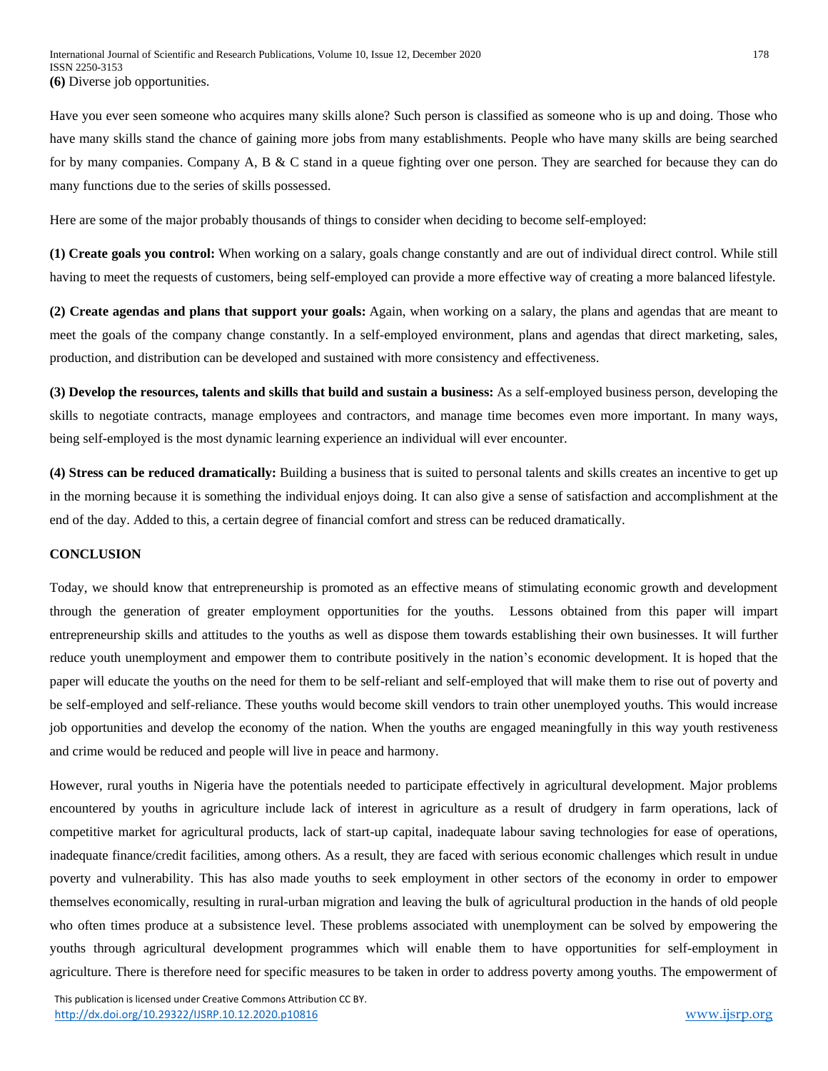**(6)** Diverse job opportunities.

Have you ever seen someone who acquires many skills alone? Such person is classified as someone who is up and doing. Those who have many skills stand the chance of gaining more jobs from many establishments. People who have many skills are being searched for by many companies. Company A, B & C stand in a queue fighting over one person. They are searched for because they can do many functions due to the series of skills possessed.

Here are some of the major probably thousands of things to consider when deciding to become self-employed:

**(1) Create goals you control:** When working on a salary, goals change constantly and are out of individual direct control. While still having to meet the requests of customers, being self-employed can provide a more effective way of creating a more balanced lifestyle.

**(2) Create agendas and plans that support your goals:** Again, when working on a salary, the plans and agendas that are meant to meet the goals of the company change constantly. In a self-employed environment, plans and agendas that direct marketing, sales, production, and distribution can be developed and sustained with more consistency and effectiveness.

**(3) Develop the resources, talents and skills that build and sustain a business:** As a self-employed business person, developing the skills to negotiate contracts, manage employees and contractors, and manage time becomes even more important. In many ways, being self-employed is the most dynamic learning experience an individual will ever encounter.

**(4) Stress can be reduced dramatically:** Building a business that is suited to personal talents and skills creates an incentive to get up in the morning because it is something the individual enjoys doing. It can also give a sense of satisfaction and accomplishment at the end of the day. Added to this, a certain degree of financial comfort and stress can be reduced dramatically.

## CONCLUSION

Today, we should know that entrepreneurship is promoted as an effective means of stimulating economic growth and development through the generation of greater employment opportunities for the youths. Lessons obtained from this paper will impart entrepreneurship skills and attitudes to the youths as well as dispose them towards establishing their own businesses. It will further reduce youth unemployment and empower them to contribute positively in the nation's economic development. It is hoped that the paper will educate the youths on the need for them to be self-reliant and self-employed that will make them to rise out of poverty and be self-employed and self-reliance. These youths would become skill vendors to train other unemployed youths. This would increase job opportunities and develop the economy of the nation. When the youths are engaged meaningfully in this way youth restiveness and crime would be reduced and people will live in peace and harmony.

However, rural youths in Nigeria have the potentials needed to participate effectively in agricultural development. Major problems encountered by youths in agriculture include lack of interest in agriculture as a result of drudgery in farm operations, lack of competitive market for agricultural products, lack of start-up capital, inadequate labour saving technologies for ease of operations, inadequate finance/credit facilities, among others. As a result, they are faced with serious economic challenges which result in undue poverty and vulnerability. This has also made youths to seek employment in other sectors of the economy in order to empower themselves economically, resulting in rural-urban migration and leaving the bulk of agricultural production in the hands of old people who often times produce at a subsistence level. These problems associated with unemployment can be solved by empowering the youths through agricultural development programmes which will enable them to have opportunities for self-employment in agriculture. There is therefore need for specific measures to be taken in order to address poverty among youths. The empowerment of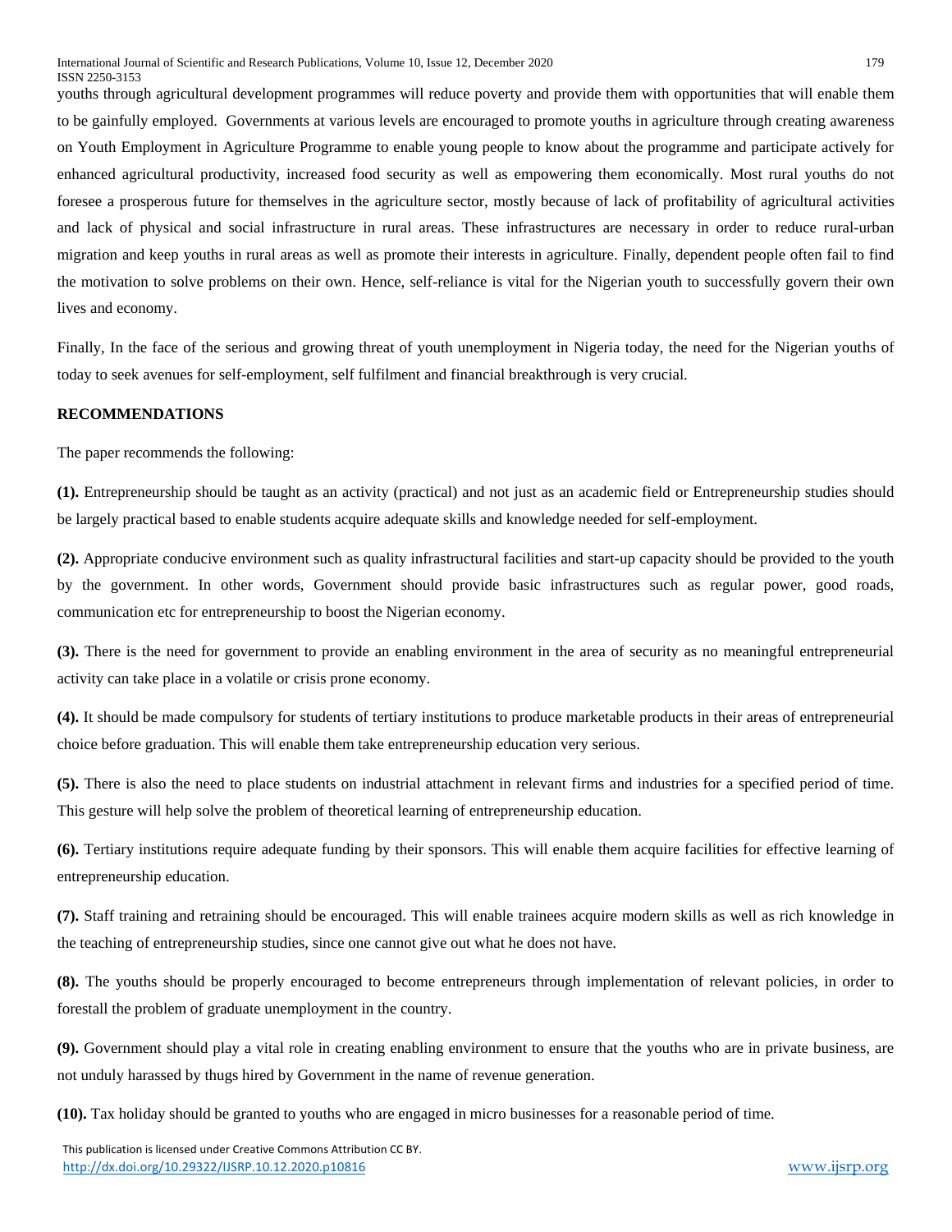youths through agricultural development programmes will reduce poverty and provide them with opportunities that will enable them to be gainfully employed. Governments at various levels are encouraged to promote youths in agriculture through creating awareness on Youth Employment in Agriculture Programme to enable young people to know about the programme and participate actively for enhanced agricultural productivity, increased food security as well as empowering them economically. Most rural youths do not foresee a prosperous future for themselves in the agriculture sector, mostly because of lack of profitability of agricultural activities and lack of physical and social infrastructure in rural areas. These infrastructures are necessary in order to reduce rural-urban migration and keep youths in rural areas as well as promote their interests in agriculture. Finally, dependent people often fail to find the motivation to solve problems on their own. Hence, self-reliance is vital for the Nigerian youth to successfully govern their own lives and economy.

Finally, In the face of the serious and growing threat of youth unemployment in Nigeria today, the need for the Nigerian youths of today to seek avenues for self-employment, self fulfilment and financial breakthrough is very crucial.

## RECOMMENDATIONS

The paper recommends the following:

**(1).** Entrepreneurship should be taught as an activity (practical) and not just as an academic field or Entrepreneurship studies should be largely practical based to enable students acquire adequate skills and knowledge needed for self-employment.

**(2).** Appropriate conducive environment such as quality infrastructural facilities and start-up capacity should be provided to the youth by the government. In other words, Government should provide basic infrastructures such as regular power, good roads, communication etc for entrepreneurship to boost the Nigerian economy.

**(3).** There is the need for government to provide an enabling environment in the area of security as no meaningful entrepreneurial activity can take place in a volatile or crisis prone economy.

**(4).** It should be made compulsory for students of tertiary institutions to produce marketable products in their areas of entrepreneurial choice before graduation. This will enable them take entrepreneurship education very serious.

**(5).** There is also the need to place students on industrial attachment in relevant firms and industries for a specified period of time. This gesture will help solve the problem of theoretical learning of entrepreneurship education.

**(6).** Tertiary institutions require adequate funding by their sponsors. This will enable them acquire facilities for effective learning of entrepreneurship education.

**(7).** Staff training and retraining should be encouraged. This will enable trainees acquire modern skills as well as rich knowledge in the teaching of entrepreneurship studies, since one cannot give out what he does not have.

**(8).** The youths should be properly encouraged to become entrepreneurs through implementation of relevant policies, in order to forestall the problem of graduate unemployment in the country.

**(9).** Government should play a vital role in creating enabling environment to ensure that the youths who are in private business, are not unduly harassed by thugs hired by Government in the name of revenue generation.

**(10).** Tax holiday should be granted to youths who are engaged in micro businesses for a reasonable period of time.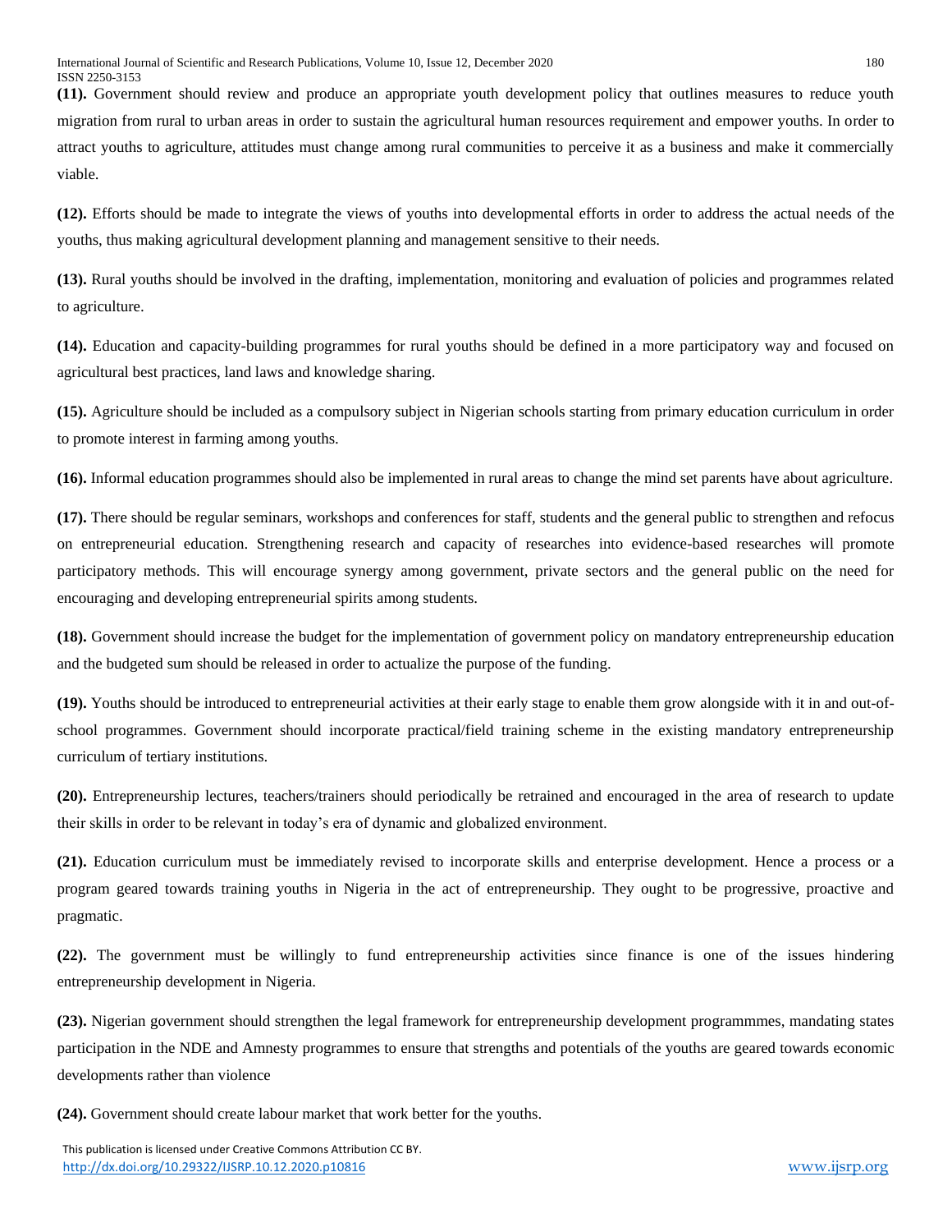**(11).** Government should review and produce an appropriate youth development policy that outlines measures to reduce youth migration from rural to urban areas in order to sustain the agricultural human resources requirement and empower youths. In order to attract youths to agriculture, attitudes must change among rural communities to perceive it as a business and make it commercially viable.

**(12).** Efforts should be made to integrate the views of youths into developmental efforts in order to address the actual needs of the youths, thus making agricultural development planning and management sensitive to their needs.

**(13).** Rural youths should be involved in the drafting, implementation, monitoring and evaluation of policies and programmes related to agriculture.

**(14).** Education and capacity-building programmes for rural youths should be defined in a more participatory way and focused on agricultural best practices, land laws and knowledge sharing.

**(15).** Agriculture should be included as a compulsory subject in Nigerian schools starting from primary education curriculum in order to promote interest in farming among youths.

**(16).** Informal education programmes should also be implemented in rural areas to change the mind set parents have about agriculture.

**(17).** There should be regular seminars, workshops and conferences for staff, students and the general public to strengthen and refocus on entrepreneurial education. Strengthening research and capacity of researches into evidence-based researches will promote participatory methods. This will encourage synergy among government, private sectors and the general public on the need for encouraging and developing entrepreneurial spirits among students.

**(18).** Government should increase the budget for the implementation of government policy on mandatory entrepreneurship education and the budgeted sum should be released in order to actualize the purpose of the funding.

**(19).** Youths should be introduced to entrepreneurial activities at their early stage to enable them grow alongside with it in and out-of-school programmes. Government should incorporate practical/field training scheme in the existing mandatory entrepreneurship curriculum of tertiary institutions.

**(20).** Entrepreneurship lectures, teachers/trainers should periodically be retrained and encouraged in the area of research to update their skills in order to be relevant in today's era of dynamic and globalized environment.

**(21).** Education curriculum must be immediately revised to incorporate skills and enterprise development. Hence a process or a program geared towards training youths in Nigeria in the act of entrepreneurship. They ought to be progressive, proactive and pragmatic.

**(22).** The government must be willingly to fund entrepreneurship activities since finance is one of the issues hindering entrepreneurship development in Nigeria.

**(23).** Nigerian government should strengthen the legal framework for entrepreneurship development programmmes, mandating states participation in the NDE and Amnesty programmes to ensure that strengths and potentials of the youths are geared towards economic developments rather than violence

**(24).** Government should create labour market that work better for the youths.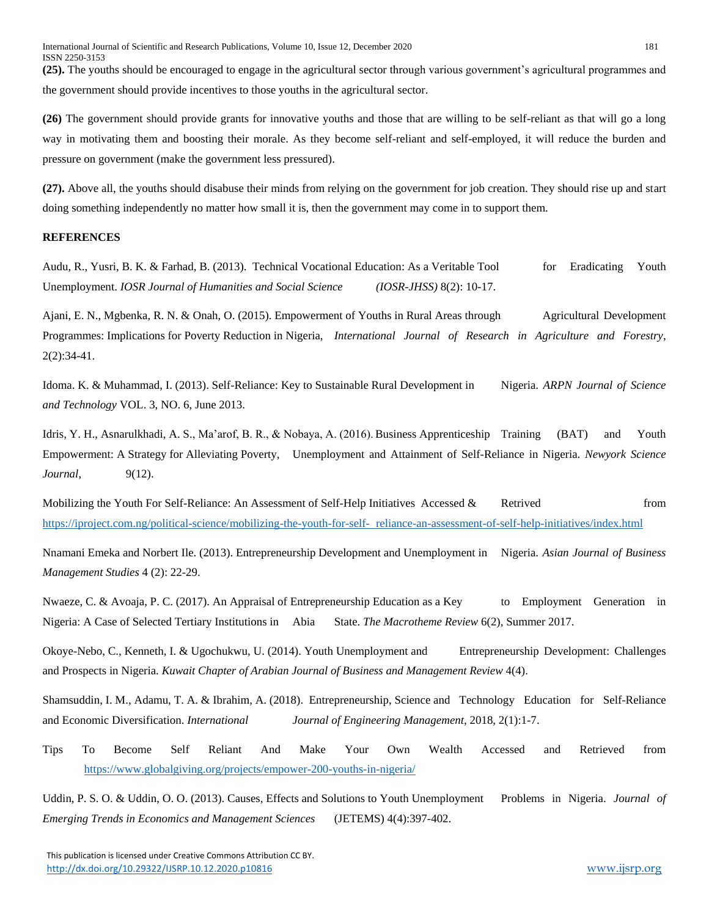**(25).** The youths should be encouraged to engage in the agricultural sector through various government's agricultural programmes and the government should provide incentives to those youths in the agricultural sector.

**(26)** The government should provide grants for innovative youths and those that are willing to be self-reliant as that will go a long way in motivating them and boosting their morale. As they become self-reliant and self-employed, it will reduce the burden and pressure on government (make the government less pressured).

**(27).** Above all, the youths should disabuse their minds from relying on the government for job creation. They should rise up and start doing something independently no matter how small it is, then the government may come in to support them.

**REFERENCES**

Audu, R., Yusri, B. K. & Farhad, B. (2013). Technical Vocational Education: As a Veritable Tool for Eradicating Youth Unemployment. *IOSR Journal of Humanities and Social Science (IOSR-JHSS)* 8(2): 10-17.

Ajani, E. N., Mgbenka, R. N. & Onah, O. (2015). Empowerment of Youths in Rural Areas through Agricultural Development Programmes: Implications for Poverty Reduction in Nigeria, *International Journal of Research in Agriculture and Forestry*, 2(2):34-41.

Idoma. K. & Muhammad, I. (2013). Self-Reliance: Key to Sustainable Rural Development in Nigeria. *ARPN Journal of Science and Technology* VOL. 3, NO. 6, June 2013.

Idris, Y. H., Asnarulkhadi, A. S., Ma'arof, B. R., & Nobaya, A. (2016). Business Apprenticeship Training (BAT) and Youth Empowerment: A Strategy for Alleviating Poverty, Unemployment and Attainment of Self-Reliance in Nigeria. *Newyork Science Journal*, 9(12).

Mobilizing the Youth For Self-Reliance: An Assessment of Self-Help Initiatives Accessed & Retrived from https://iproject.com.ng/political-science/mobilizing-the-youth-for-self- reliance-an-assessment-of-self-help-initiatives/index.html

Nnamani Emeka and Norbert Ile. (2013). Entrepreneurship Development and Unemployment in Nigeria. *Asian Journal of Business Management Studies* 4 (2): 22-29.

Nwaeze, C. & Avoaja, P. C. (2017). An Appraisal of Entrepreneurship Education as a Key to Employment Generation in Nigeria: A Case of Selected Tertiary Institutions in Abia State. *The Macrotheme Review* 6(2), Summer 2017.

Okoye-Nebo, C., Kenneth, I. & Ugochukwu, U. (2014). Youth Unemployment and Entrepreneurship Development: Challenges and Prospects in Nigeria. *Kuwait Chapter of Arabian Journal of Business and Management Review* 4(4).

Shamsuddin, I. M., Adamu, T. A. & Ibrahim, A. (2018). Entrepreneurship, Science and Technology Education for Self-Reliance and Economic Diversification. *International Journal of Engineering Management*, 2018, 2(1):1-7.

Tips To Become Self Reliant And Make Your Own Wealth Accessed and Retrieved from https://www.globalgiving.org/projects/empower-200-youths-in-nigeria/

Uddin, P. S. O. & Uddin, O. O. (2013). Causes, Effects and Solutions to Youth Unemployment Problems in Nigeria. *Journal of Emerging Trends in Economics and Management Sciences* (JETEMS) 4(4):397-402.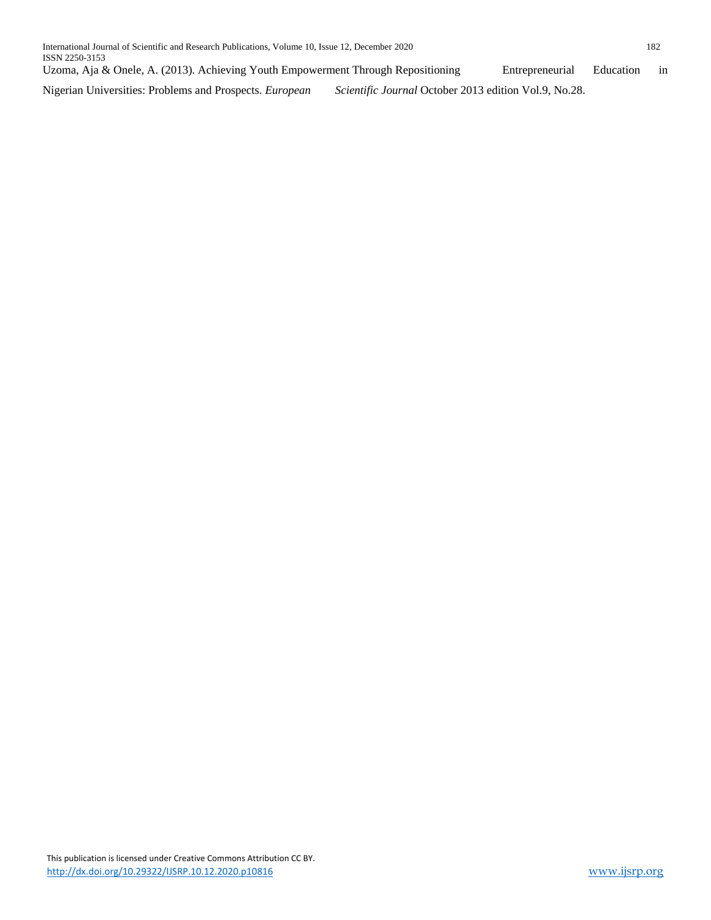Uzoma, Aja & Onele, A. (2013). Achieving Youth Empowerment Through Repositioning Entrepreneurial Education in Nigerian Universities: Problems and Prospects. *European Scientific Journal* October 2013 edition Vol.9, No.28.